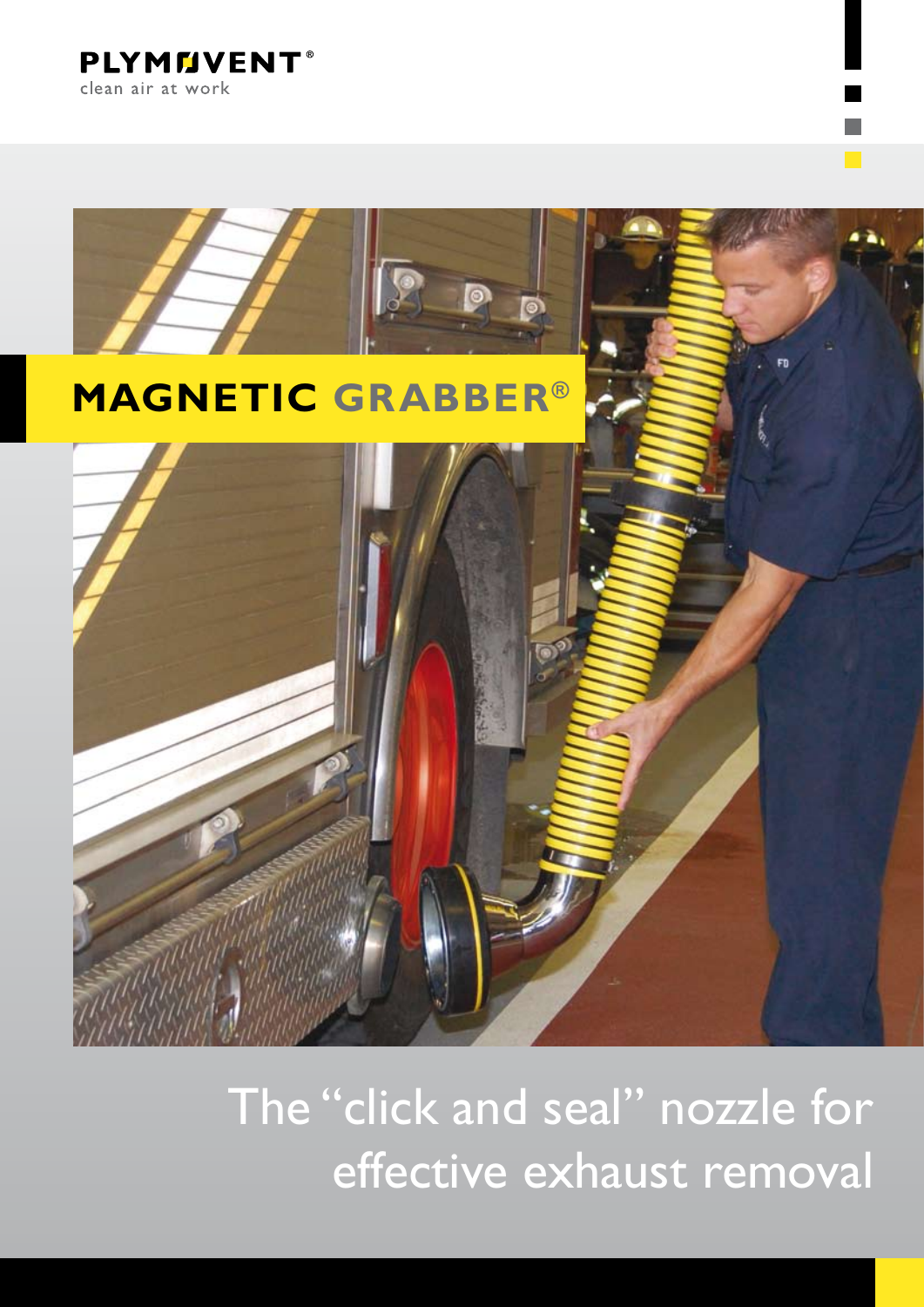PLYMOVENT®

clean air at work

# MAGNETIC GRABBER®

The "click and seal" nozzle for effective exhaust removal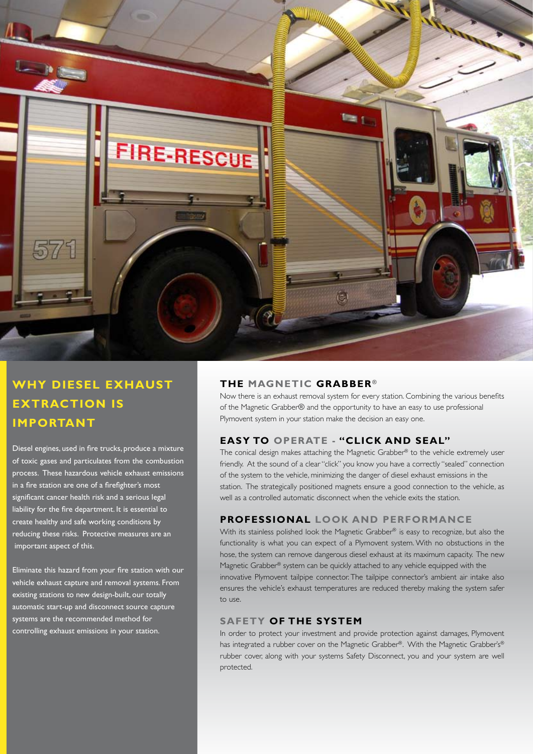## WHY DIESEL EXHAUST EXTRACTION IS IMPORTANT

Diesel engines, used in fire trucks, produce a mixture of toxic gases and particulates from the combustion process. These hazardous vehicle exhaust emissions in a fire station are one of a firefighter's most significant cancer health risk and a serious legal liability for the fire department. It is essential to create healthy and safe working conditions by reducing these risks. Protective measures are an important aspect of this.

Eliminate this hazard from your fire station with our vehicle exhaust capture and removal systems. From existing stations to new design-built, our totally automatic start-up and disconnect source capture systems are the recommended method for controlling exhaust emissions in your station.

### THE MAGNETIC GRABBER®

Now there is an exhaust removal system for every station. Combining the various benefits of the Magnetic Grabber® and the opportunity to have an easy to use professional Plymovent system in your station make the decision an easy one.

### EASY TO OPERATE - "CLICK AND SEAL"

The conical design makes attaching the Magnetic Grabber® to the vehicle extremely user friendly. At the sound of a clear "click" you know you have a correctly "sealed" connection of the system to the vehicle, minimizing the danger of diesel exhaust emissions in the station. The strategically positioned magnets ensure a good connection to the vehicle, as well as a controlled automatic disconnect when the vehicle exits the station.

### PROFESSIONAL LOOK AND PERFORMANCE

With its stainless polished look the Magnetic Grabber® is easy to recognize, but also the functionality is what you can expect of a Plymovent system. With no obstuctions in the hose, the system can remove dangerous diesel exhaust at its maximum capacity. The new Magnetic Grabber® system can be quickly attached to any vehicle equipped with the innovative Plymovent tailpipe connector. The tailpipe connector's ambient air intake also ensures the vehicle's exhaust temperatures are reduced thereby making the system safer to use.

### SAFETY OF THE SYSTEM

In order to protect your investment and provide protection against damages, Plymovent has integrated a rubber cover on the Magnetic Grabber®. With the Magnetic Grabber's® rubber cover, along with your systems Safety Disconnect, you and your system are well protected.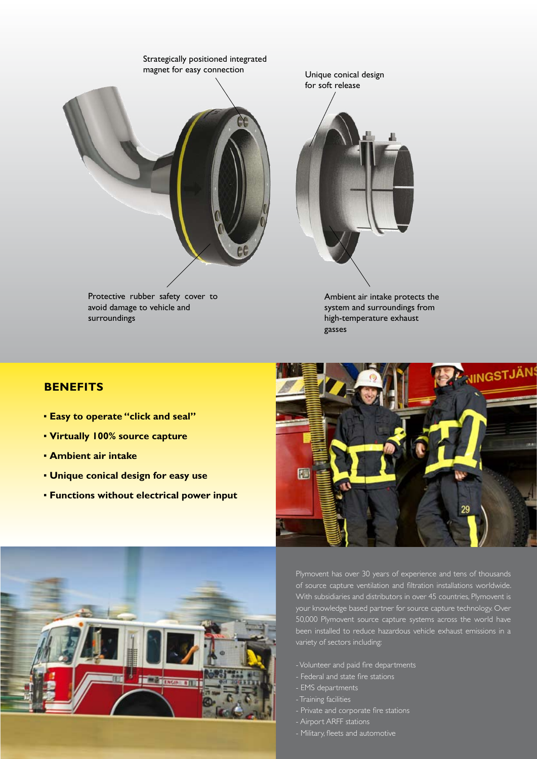Strategically positioned integrated magnet for easy connection

Unique conical design for soft release

Protective rubber safety cover to avoid damage to vehicle and surroundings

Ambient air intake protects the system and surroundings from high-temperature exhaust gasses

## BENEFITS

- **Easy to operate "click and seal"**
- **Virtually 100% source capture**
- **Ambient air intake**
- **Unique conical design for easy use**
- **Functions without electrical power input**

Plymovent has over 30 years of experience and tens of thousands of source capture ventilation and filtration installations worldwide. With subsidiaries and distributors in over 45 countries, Plymovent is your knowledge based partner for source capture technology. Over 50,000 Plymovent source capture systems across the world have been installed to reduce hazardous vehicle exhaust emissions in a variety of sectors including:

- Volunteer and paid fire departments
- Federal and state fire stations
- EMS departments
- Training facilities
- Private and corporate fire stations
- Airport ARFF stations
- Military, fleets and automotive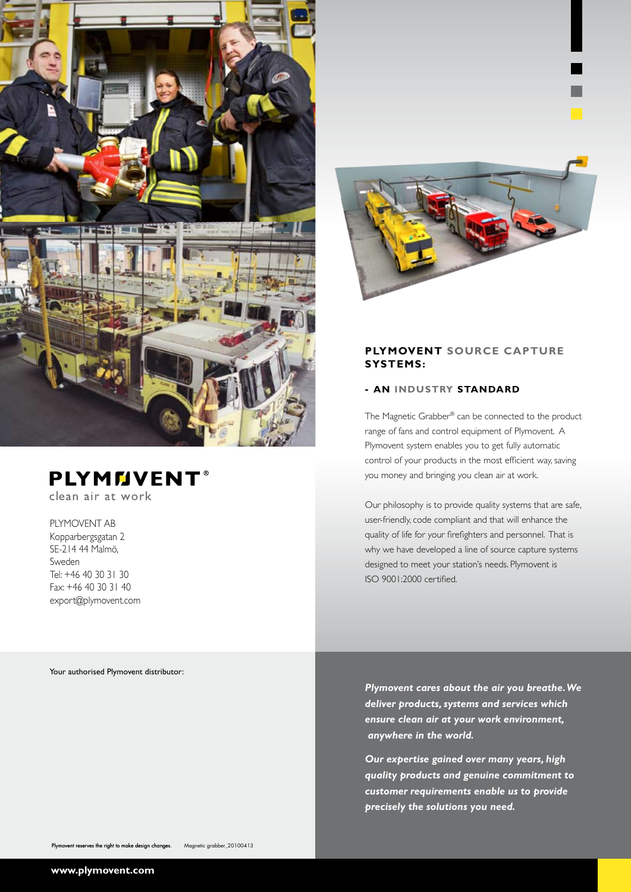**PLYMOVENT®**

clean air at work

PLYMOVENT AB
Kopparbergsgatan 2
SE-214 44 Malmö,
Sweden
Tel: +46 40 30 31 30
Fax: +46 40 30 31 40
export@plymovent.com

Your authorised Plymovent distributor:

## PLYMOVENT SOURCE CAPTURE SYSTEMS:

### - AN INDUSTRY STANDARD

The Magnetic Grabber® can be connected to the product range of fans and control equipment of Plymovent. A Plymovent system enables you to get fully automatic control of your products in the most efficient way, saving you money and bringing you clean air at work.

Our philosophy is to provide quality systems that are safe, user-friendly, code compliant and that will enhance the quality of life for your firefighters and personnel. That is why we have developed a line of source capture systems designed to meet your station's needs. Plymovent is ISO 9001:2000 certified.

***Plymovent cares about the air you breathe. We deliver products, systems and services which ensure clean air at your work environment, anywhere in the world.***

***Our expertise gained over many years, high quality products and genuine commitment to customer requirements enable us to provide precisely the solutions you need.***

Plymovent reserves the right to make design changes. Magnetic grabber_20100413

**www.plymovent.com**